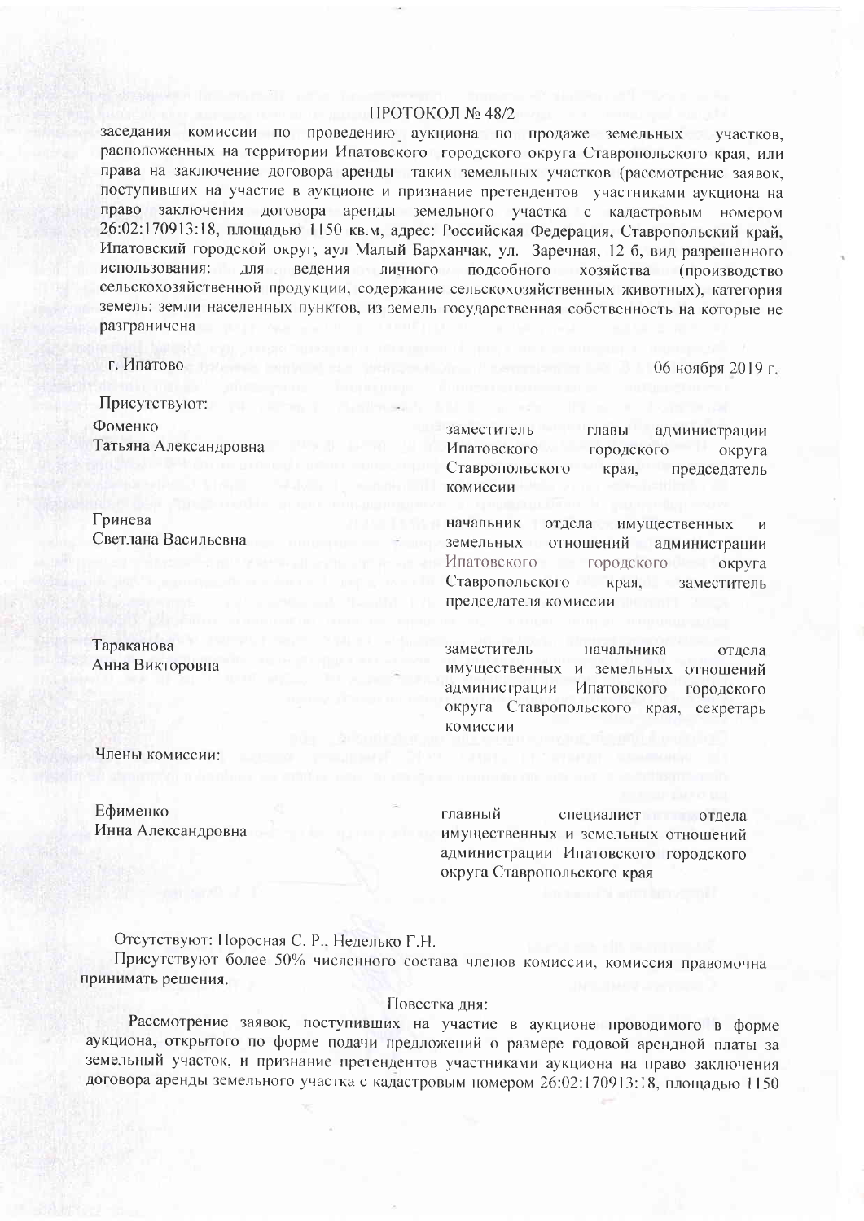# ПРОТОКОЛ № 48/2

заседания комиссии по проведению аукциона по продаже земельных участков, расположенных на территории Ипатовского городского округа Ставропольского края, или права на заключение договора аренды таких земельных участков (рассмотрение заявок, поступивших на участие в аукционе и признание претендентов участниками аукциона на право заключения договора аренды земельного участка с кадастровым номером 26:02:170913:18, площадью 1150 кв.м, адрес: Российская Федерация, Ставропольский край, Ипатовский городской округ, аул Малый Барханчак, ул. Заречная, 12 б, вид разрешенного использования: для ведения личного подсобного хозяйства (производство сельскохозяйственной продукции, содержание сельскохозяйственных животных), категория земель: земли населенных пунктов, из земель государственная собственность на которые не разграничена

г. Ипатово 06 ноября 2019 г.

Присутствуют:

| | |
|---|---|
| Фоменко Татьяна Александровна | заместитель главы администрации Ипатовского городского округа Ставропольского края, председатель комиссии |
| Гринева Светлана Васильевна | начальник отдела имущественных и земельных отношений администрации Ипатовского городского округа Ставропольского края, заместитель председателя комиссии |
| Тараканова Анна Викторовна | заместитель начальника отдела имущественных и земельных отношений администрации Ипатовского городского округа Ставропольского края, секретарь комиссии |

Члены комиссии:

| | |
|---|---|
| Ефименко Инна Александровна | главный специалист отдела имущественных и земельных отношений администрации Ипатовского городского округа Ставропольского края |

Отсутствуют: Поросная С. Р., Неделько Г.Н.

Присутствуют более 50% численного состава членов комиссии, комиссия правомочна принимать решения.

Повестка дня:

Рассмотрение заявок, поступивших на участие в аукционе проводимого в форме аукциона, открытого по форме подачи предложений о размере годовой арендной платы за земельный участок, и признание претендентов участниками аукциона на право заключения договора аренды земельного участка с кадастровым номером 26:02:170913:18, площадью 1150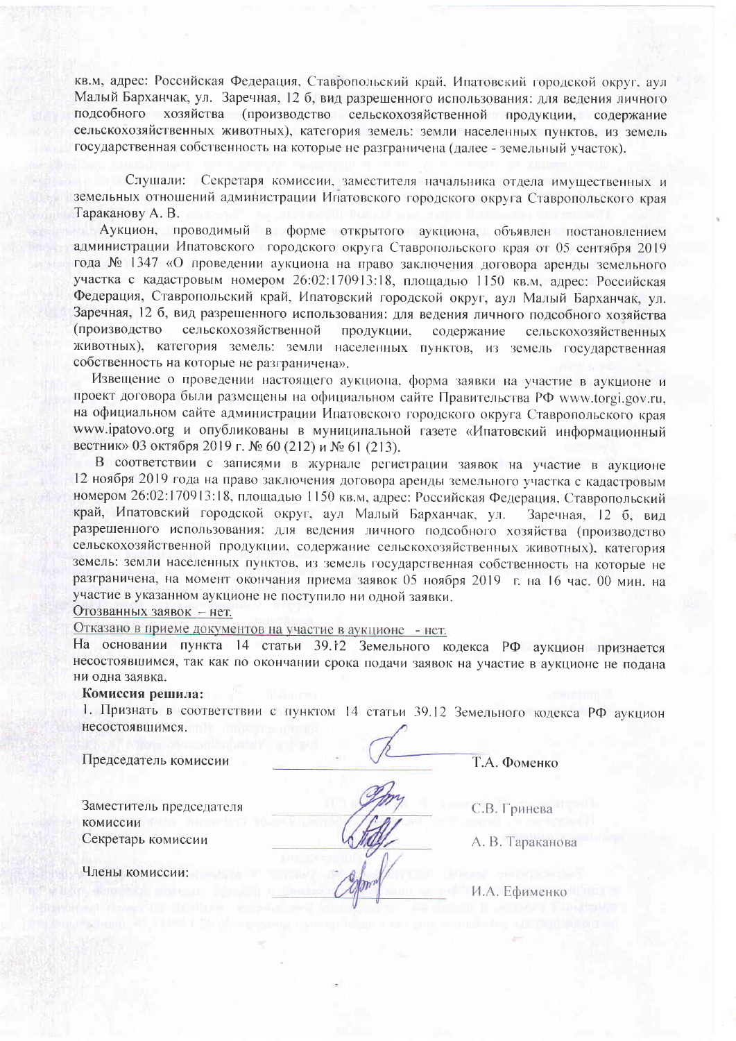кв.м, адрес: Российская Федерация, Ставропольский край, Ипатовский городской округ, аул Малый Барханчак, ул. Заречная, 12 б, вид разрешенного использования: для ведения личного подсобного хозяйства (производство сельскохозяйственной продукции, содержание сельскохозяйственных животных), категория земель: земли населенных пунктов, из земель государственная собственность на которые не разграничена (далее - земельный участок).

Слушали: Секретаря комиссии, заместителя начальника отдела имущественных и земельных отношений администрации Ипатовского городского округа Ставропольского края Тараканову А. В.

Аукцион, проводимый в форме открытого аукциона, объявлен постановлением администрации Ипатовского городского округа Ставропольского края от 05 сентября 2019 года № 1347 «О проведении аукциона на право заключения договора аренды земельного участка с кадастровым номером 26:02:170913:18, площадью 1150 кв.м, адрес: Российская Федерация, Ставропольский край, Ипатовский городской округ, аул Малый Барханчак, ул. Заречная, 12 б, вид разрешенного использования: для ведения личного подсобного хозяйства (производство сельскохозяйственной продукции, содержание сельскохозяйственных животных), категория земель: земли населенных пунктов, из земель государственная собственность на которые не разграничена».

Извещение о проведении настоящего аукциона, форма заявки на участие в аукционе и проект договора были размещены на официальном сайте Правительства РФ www.torgi.gov.ru, на официальном сайте администрации Ипатовского городского округа Ставропольского края www.ipatovo.org и опубликованы в муниципальной газете «Ипатовский информационный вестник» 03 октября 2019 г. № 60 (212) и № 61 (213).

В соответствии с записями в журнале регистрации заявок на участие в аукционе 12 ноября 2019 года на право заключения договора аренды земельного участка с кадастровым номером 26:02:170913:18, площадью 1150 кв.м, адрес: Российская Федерация, Ставропольский край, Ипатовский городской округ, аул Малый Барханчак, ул. Заречная, 12 б, вид разрешенного использования: для ведения личного подсобного хозяйства (производство сельскохозяйственной продукции, содержание сельскохозяйственных животных), категория земель: земли населенных пунктов, из земель государственная собственность на которые не разграничена, на момент окончания приема заявок 05 ноября 2019 г. на 16 час. 00 мин. на участие в указанном аукционе не поступило ни одной заявки.

Отозванных заявок – нет.

Отказано в приеме документов на участие в аукционе - нет.

На основании пункта 14 статьи 39.12 Земельного кодекса РФ аукцион признается несостоявшимся, так как по окончании срока подачи заявок на участие в аукционе не подана ни одна заявка.

**Комиссия решила:**

1. Признать в соответствии с пунктом 14 статьи 39.12 Земельного кодекса РФ аукцион несостоявшимся.

Председатель комиссии _______________ Т.А. Фоменко

Заместитель председателя комиссии _______________ С.В. Гринева

Секретарь комиссии _______________ А. В. Тараканова

Члены комиссии: _______________ И.А. Ефименко